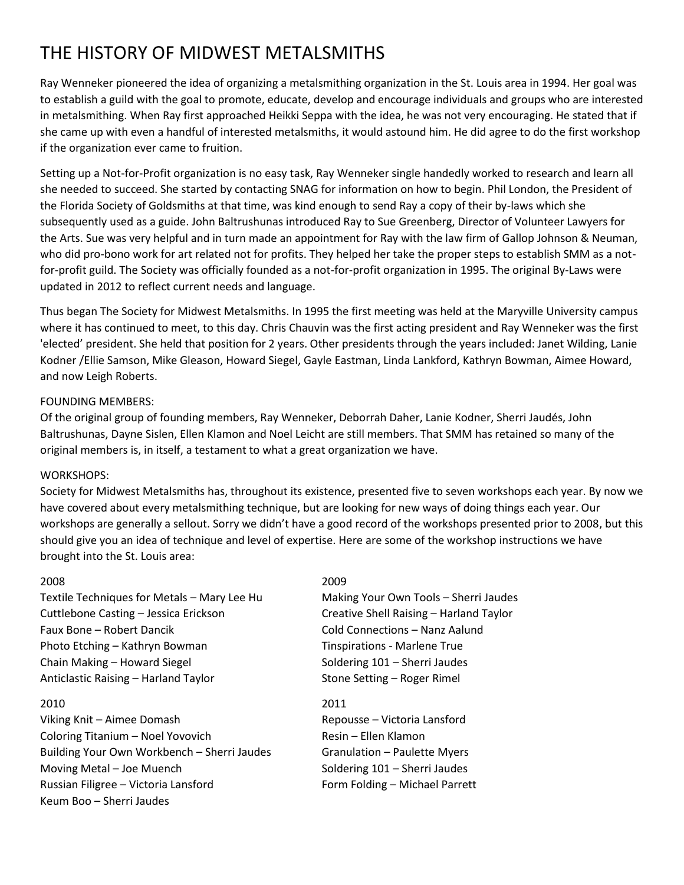# THE HISTORY OF MIDWEST METALSMITHS

Ray Wenneker pioneered the idea of organizing a metalsmithing organization in the St. Louis area in 1994. Her goal was to establish a guild with the goal to promote, educate, develop and encourage individuals and groups who are interested in metalsmithing. When Ray first approached Heikki Seppa with the idea, he was not very encouraging. He stated that if she came up with even a handful of interested metalsmiths, it would astound him. He did agree to do the first workshop if the organization ever came to fruition.

Setting up a Not-for-Profit organization is no easy task, Ray Wenneker single handedly worked to research and learn all she needed to succeed. She started by contacting SNAG for information on how to begin. Phil London, the President of the Florida Society of Goldsmiths at that time, was kind enough to send Ray a copy of their by-laws which she subsequently used as a guide. John Baltrushunas introduced Ray to Sue Greenberg, Director of Volunteer Lawyers for the Arts. Sue was very helpful and in turn made an appointment for Ray with the law firm of Gallop Johnson & Neuman, who did pro-bono work for art related not for profits. They helped her take the proper steps to establish SMM as a not-for-profit guild. The Society was officially founded as a not-for-profit organization in 1995. The original By-Laws were updated in 2012 to reflect current needs and language.

Thus began The Society for Midwest Metalsmiths. In 1995 the first meeting was held at the Maryville University campus where it has continued to meet, to this day. Chris Chauvin was the first acting president and Ray Wenneker was the first 'elected' president. She held that position for 2 years. Other presidents through the years included: Janet Wilding, Lanie Kodner /Ellie Samson, Mike Gleason, Howard Siegel, Gayle Eastman, Linda Lankford, Kathryn Bowman, Aimee Howard, and now Leigh Roberts.

FOUNDING MEMBERS:
Of the original group of founding members, Ray Wenneker, Deborrah Daher, Lanie Kodner, Sherri Jaudés, John Baltrushunas, Dayne Sislen, Ellen Klamon and Noel Leicht are still members. That SMM has retained so many of the original members is, in itself, a testament to what a great organization we have.

WORKSHOPS:
Society for Midwest Metalsmiths has, throughout its existence, presented five to seven workshops each year. By now we have covered about every metalsmithing technique, but are looking for new ways of doing things each year. Our workshops are generally a sellout. Sorry we didn't have a good record of the workshops presented prior to 2008, but this should give you an idea of technique and level of expertise. Here are some of the workshop instructions we have brought into the St. Louis area:

2008
Textile Techniques for Metals – Mary Lee Hu
Cuttlebone Casting – Jessica Erickson
Faux Bone – Robert Dancik
Photo Etching – Kathryn Bowman
Chain Making – Howard Siegel
Anticlastic Raising – Harland Taylor

2009
Making Your Own Tools – Sherri Jaudes
Creative Shell Raising – Harland Taylor
Cold Connections – Nanz Aalund
Tinspirations - Marlene True
Soldering 101 – Sherri Jaudes
Stone Setting – Roger Rimel

2010
Viking Knit – Aimee Domash
Coloring Titanium – Noel Yovovich
Building Your Own Workbench – Sherri Jaudes
Moving Metal – Joe Muench
Russian Filigree – Victoria Lansford
Keum Boo – Sherri Jaudes

2011
Repousse – Victoria Lansford
Resin – Ellen Klamon
Granulation – Paulette Myers
Soldering 101 – Sherri Jaudes
Form Folding – Michael Parrett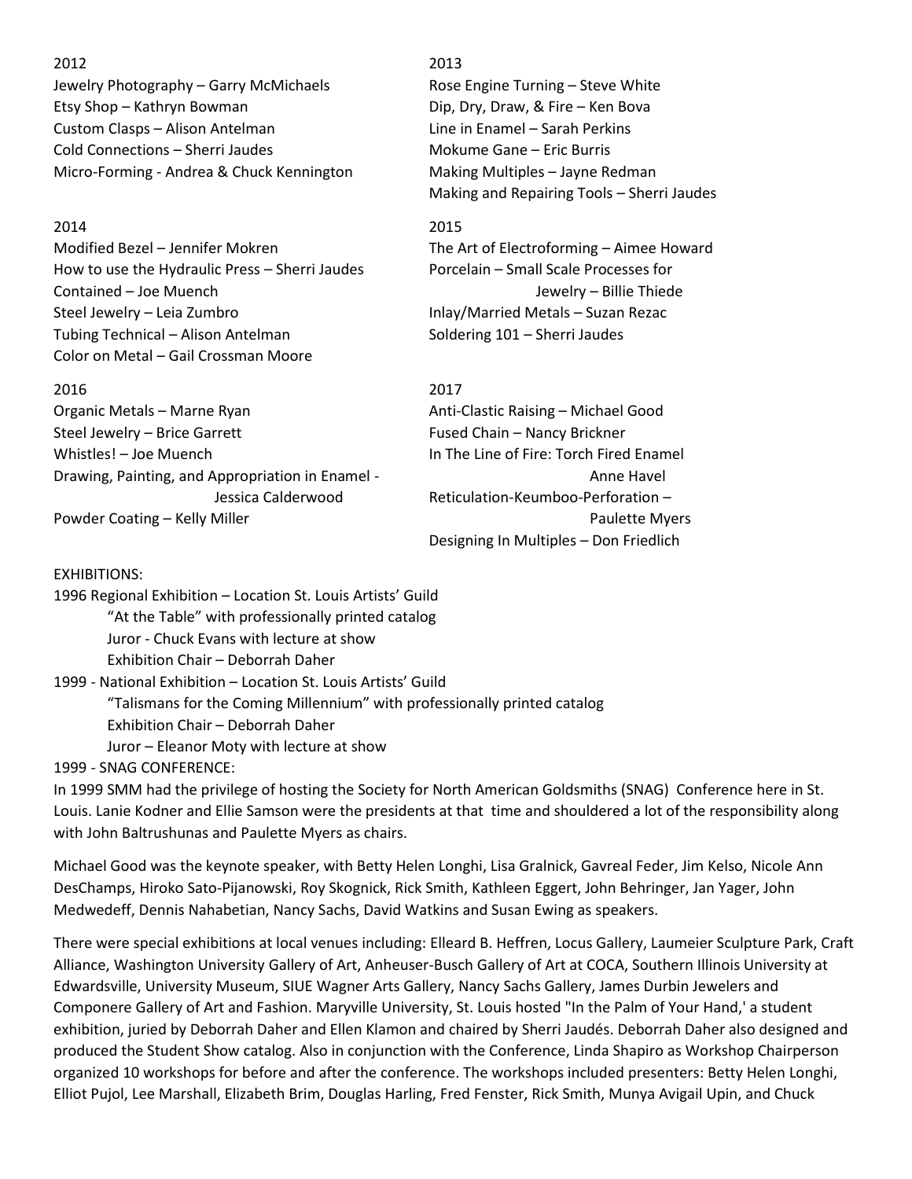2012

Jewelry Photography – Garry McMichaels
Etsy Shop – Kathryn Bowman
Custom Clasps – Alison Antelman
Cold Connections – Sherri Jaudes
Micro-Forming - Andrea & Chuck Kennington

2013

Rose Engine Turning – Steve White
Dip, Dry, Draw, & Fire – Ken Bova
Line in Enamel – Sarah Perkins
Mokume Gane – Eric Burris
Making Multiples – Jayne Redman
Making and Repairing Tools – Sherri Jaudes

2014

Modified Bezel – Jennifer Mokren
How to use the Hydraulic Press – Sherri Jaudes
Contained – Joe Muench
Steel Jewelry – Leia Zumbro
Tubing Technical – Alison Antelman
Color on Metal – Gail Crossman Moore

2015

The Art of Electroforming – Aimee Howard
Porcelain – Small Scale Processes for Jewelry – Billie Thiede
Inlay/Married Metals – Suzan Rezac
Soldering 101 – Sherri Jaudes

2016

Organic Metals – Marne Ryan
Steel Jewelry – Brice Garrett
Whistles! – Joe Muench
Drawing, Painting, and Appropriation in Enamel - Jessica Calderwood
Powder Coating – Kelly Miller

2017

Anti-Clastic Raising – Michael Good
Fused Chain – Nancy Brickner
In The Line of Fire: Torch Fired Enamel Anne Havel
Reticulation-Keumboo-Perforation – Paulette Myers
Designing In Multiples – Don Friedlich

EXHIBITIONS:

1996 Regional Exhibition – Location St. Louis Artists' Guild
"At the Table" with professionally printed catalog
Juror - Chuck Evans with lecture at show
Exhibition Chair – Deborrah Daher

1999 - National Exhibition – Location St. Louis Artists' Guild
"Talismans for the Coming Millennium" with professionally printed catalog
Exhibition Chair – Deborrah Daher
Juror – Eleanor Moty with lecture at show

1999 - SNAG CONFERENCE:

In 1999 SMM had the privilege of hosting the Society for North American Goldsmiths (SNAG) Conference here in St. Louis. Lanie Kodner and Ellie Samson were the presidents at that time and shouldered a lot of the responsibility along with John Baltrushunas and Paulette Myers as chairs.

Michael Good was the keynote speaker, with Betty Helen Longhi, Lisa Gralnick, Gavreal Feder, Jim Kelso, Nicole Ann DesChamps, Hiroko Sato-Pijanowski, Roy Skognick, Rick Smith, Kathleen Eggert, John Behringer, Jan Yager, John Medwedeff, Dennis Nahabetian, Nancy Sachs, David Watkins and Susan Ewing as speakers.

There were special exhibitions at local venues including: Elleard B. Heffren, Locus Gallery, Laumeier Sculpture Park, Craft Alliance, Washington University Gallery of Art, Anheuser-Busch Gallery of Art at COCA, Southern Illinois University at Edwardsville, University Museum, SIUE Wagner Arts Gallery, Nancy Sachs Gallery, James Durbin Jewelers and Componere Gallery of Art and Fashion. Maryville University, St. Louis hosted "In the Palm of Your Hand,' a student exhibition, juried by Deborrah Daher and Ellen Klamon and chaired by Sherri Jaudés. Deborrah Daher also designed and produced the Student Show catalog. Also in conjunction with the Conference, Linda Shapiro as Workshop Chairperson organized 10 workshops for before and after the conference. The workshops included presenters: Betty Helen Longhi, Elliot Pujol, Lee Marshall, Elizabeth Brim, Douglas Harling, Fred Fenster, Rick Smith, Munya Avigail Upin, and Chuck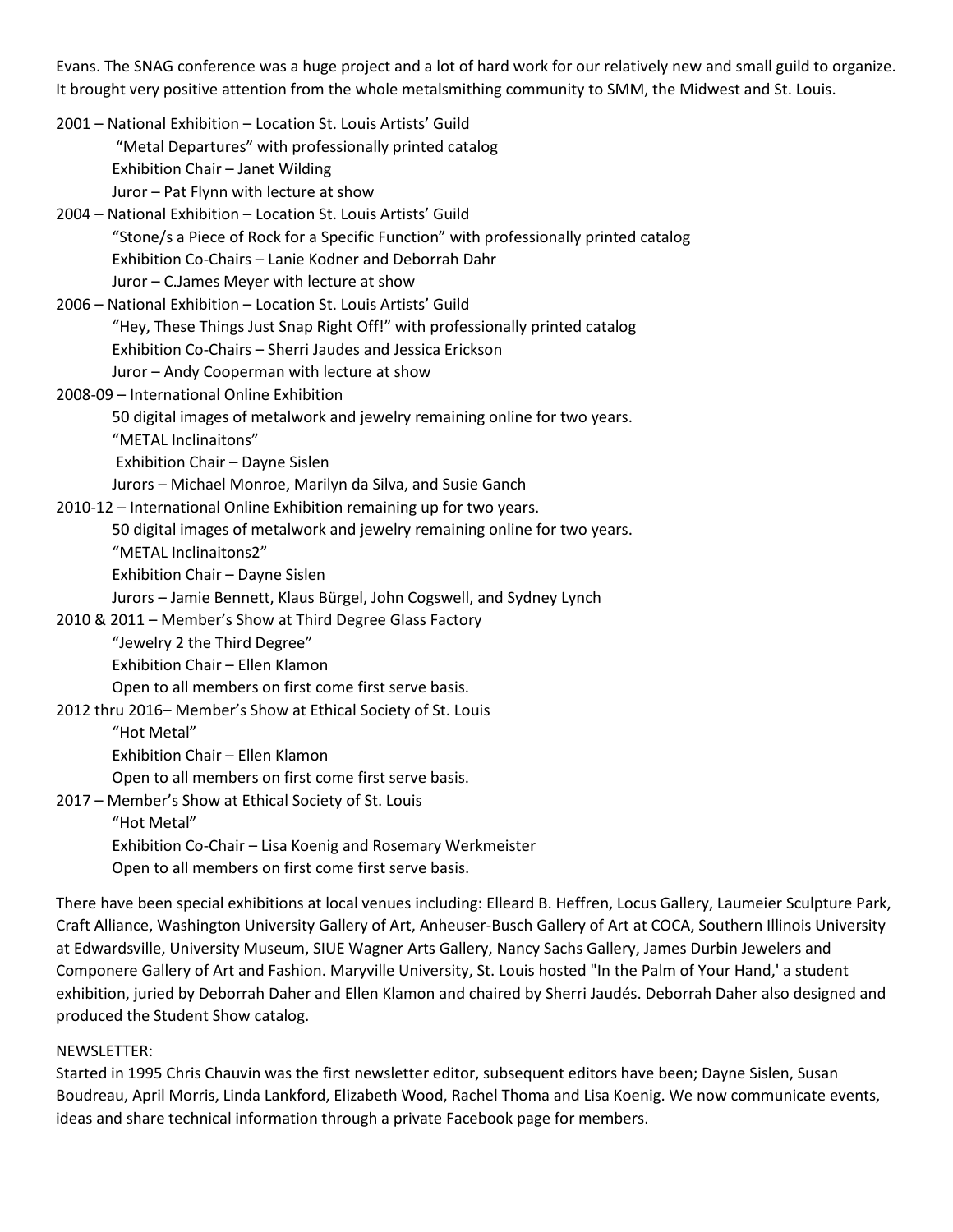Evans. The SNAG conference was a huge project and a lot of hard work for our relatively new and small guild to organize. It brought very positive attention from the whole metalsmithing community to SMM, the Midwest and St. Louis.

2001 – National Exhibition – Location St. Louis Artists' Guild
- "Metal Departures" with professionally printed catalog
- Exhibition Chair – Janet Wilding
- Juror – Pat Flynn with lecture at show

2004 – National Exhibition – Location St. Louis Artists' Guild
- "Stone/s a Piece of Rock for a Specific Function" with professionally printed catalog
- Exhibition Co-Chairs – Lanie Kodner and Deborrah Dahr
- Juror – C.James Meyer with lecture at show

2006 – National Exhibition – Location St. Louis Artists' Guild
- "Hey, These Things Just Snap Right Off!" with professionally printed catalog
- Exhibition Co-Chairs – Sherri Jaudes and Jessica Erickson
- Juror – Andy Cooperman with lecture at show

2008-09 – International Online Exhibition
- 50 digital images of metalwork and jewelry remaining online for two years.
- "METAL Inclinaitons"
- Exhibition Chair – Dayne Sislen
- Jurors – Michael Monroe, Marilyn da Silva, and Susie Ganch

2010-12 – International Online Exhibition remaining up for two years.
- 50 digital images of metalwork and jewelry remaining online for two years.
- "METAL Inclinaitons2"
- Exhibition Chair – Dayne Sislen
- Jurors – Jamie Bennett, Klaus Bürgel, John Cogswell, and Sydney Lynch

2010 & 2011 – Member's Show at Third Degree Glass Factory
- "Jewelry 2 the Third Degree"
- Exhibition Chair – Ellen Klamon
- Open to all members on first come first serve basis.

2012 thru 2016– Member's Show at Ethical Society of St. Louis
- "Hot Metal"
- Exhibition Chair – Ellen Klamon
- Open to all members on first come first serve basis.

2017 – Member's Show at Ethical Society of St. Louis
- "Hot Metal"
- Exhibition Co-Chair – Lisa Koenig and Rosemary Werkmeister
- Open to all members on first come first serve basis.

There have been special exhibitions at local venues including: Elleard B. Heffren, Locus Gallery, Laumeier Sculpture Park, Craft Alliance, Washington University Gallery of Art, Anheuser-Busch Gallery of Art at COCA, Southern Illinois University at Edwardsville, University Museum, SIUE Wagner Arts Gallery, Nancy Sachs Gallery, James Durbin Jewelers and Componere Gallery of Art and Fashion. Maryville University, St. Louis hosted "In the Palm of Your Hand,' a student exhibition, juried by Deborrah Daher and Ellen Klamon and chaired by Sherri Jaudés. Deborrah Daher also designed and produced the Student Show catalog.

NEWSLETTER:

Started in 1995 Chris Chauvin was the first newsletter editor, subsequent editors have been; Dayne Sislen, Susan Boudreau, April Morris, Linda Lankford, Elizabeth Wood, Rachel Thoma and Lisa Koenig. We now communicate events, ideas and share technical information through a private Facebook page for members.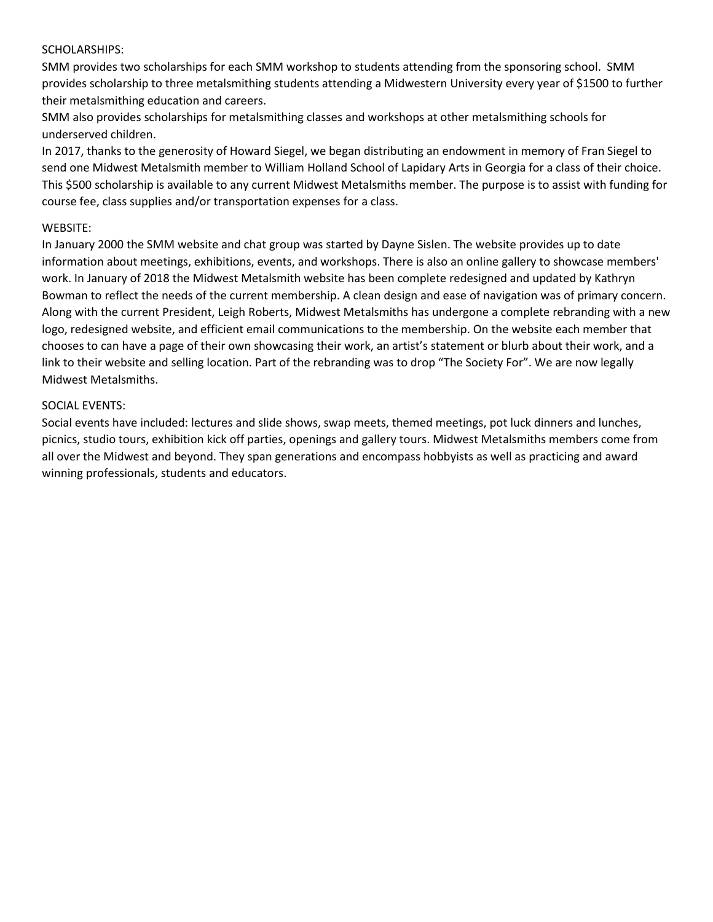SCHOLARSHIPS:

SMM provides two scholarships for each SMM workshop to students attending from the sponsoring school. SMM provides scholarship to three metalsmithing students attending a Midwestern University every year of $1500 to further their metalsmithing education and careers.

SMM also provides scholarships for metalsmithing classes and workshops at other metalsmithing schools for underserved children.

In 2017, thanks to the generosity of Howard Siegel, we began distributing an endowment in memory of Fran Siegel to send one Midwest Metalsmith member to William Holland School of Lapidary Arts in Georgia for a class of their choice. This $500 scholarship is available to any current Midwest Metalsmiths member. The purpose is to assist with funding for course fee, class supplies and/or transportation expenses for a class.

WEBSITE:

In January 2000 the SMM website and chat group was started by Dayne Sislen. The website provides up to date information about meetings, exhibitions, events, and workshops. There is also an online gallery to showcase members' work. In January of 2018 the Midwest Metalsmith website has been complete redesigned and updated by Kathryn Bowman to reflect the needs of the current membership. A clean design and ease of navigation was of primary concern. Along with the current President, Leigh Roberts, Midwest Metalsmiths has undergone a complete rebranding with a new logo, redesigned website, and efficient email communications to the membership. On the website each member that chooses to can have a page of their own showcasing their work, an artist's statement or blurb about their work, and a link to their website and selling location. Part of the rebranding was to drop "The Society For". We are now legally Midwest Metalsmiths.

SOCIAL EVENTS:

Social events have included: lectures and slide shows, swap meets, themed meetings, pot luck dinners and lunches, picnics, studio tours, exhibition kick off parties, openings and gallery tours. Midwest Metalsmiths members come from all over the Midwest and beyond. They span generations and encompass hobbyists as well as practicing and award winning professionals, students and educators.